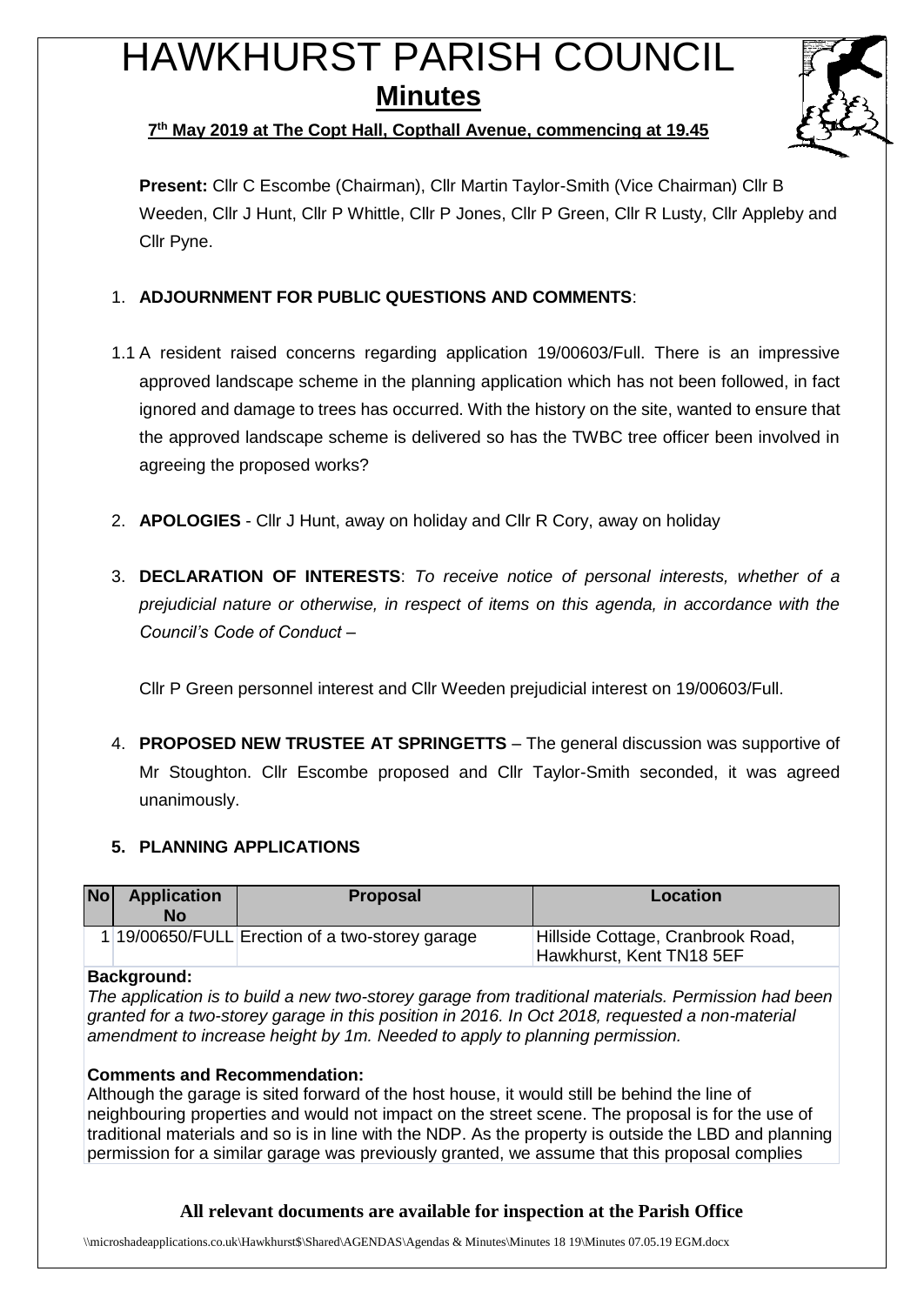# HAWKHURST PARISH COUNCIL

## Minutes

**7th May 2019 at The Copt Hall, Copthall Avenue, commencing at 19.45**

**Present:** Cllr C Escombe (Chairman), Cllr Martin Taylor-Smith (Vice Chairman) Cllr B Weeden, Cllr J Hunt, Cllr P Whittle, Cllr P Jones, Cllr P Green, Cllr R Lusty, Cllr Appleby and Cllr Pyne.

1. **ADJOURNMENT FOR PUBLIC QUESTIONS AND COMMENTS**:

1.1 A resident raised concerns regarding application 19/00603/Full. There is an impressive approved landscape scheme in the planning application which has not been followed, in fact ignored and damage to trees has occurred. With the history on the site, wanted to ensure that the approved landscape scheme is delivered so has the TWBC tree officer been involved in agreeing the proposed works?

2. **APOLOGIES** - Cllr J Hunt, away on holiday and Cllr R Cory, away on holiday

3. **DECLARATION OF INTERESTS**: *To receive notice of personal interests, whether of a prejudicial nature or otherwise, in respect of items on this agenda, in accordance with the Council's Code of Conduct –*

   Cllr P Green personnel interest and Cllr Weeden prejudicial interest on 19/00603/Full.

4. **PROPOSED NEW TRUSTEE AT SPRINGETTS** – The general discussion was supportive of Mr Stoughton. Cllr Escombe proposed and Cllr Taylor-Smith seconded, it was agreed unanimously.

5. **PLANNING APPLICATIONS**

| No | Application No | Proposal | Location |
|---|---|---|---|
| 1 | 19/00650/FULL | Erection of a two-storey garage | Hillside Cottage, Cranbrook Road, Hawkhurst, Kent TN18 5EF |

**Background:**
*The application is to build a new two-storey garage from traditional materials. Permission had been granted for a two-storey garage in this position in 2016. In Oct 2018, requested a non-material amendment to increase height by 1m. Needed to apply to planning permission.*

**Comments and Recommendation:**
Although the garage is sited forward of the host house, it would still be behind the line of neighbouring properties and would not impact on the street scene. The proposal is for the use of traditional materials and so is in line with the NDP. As the property is outside the LBD and planning permission for a similar garage was previously granted, we assume that this proposal complies

**All relevant documents are available for inspection at the Parish Office**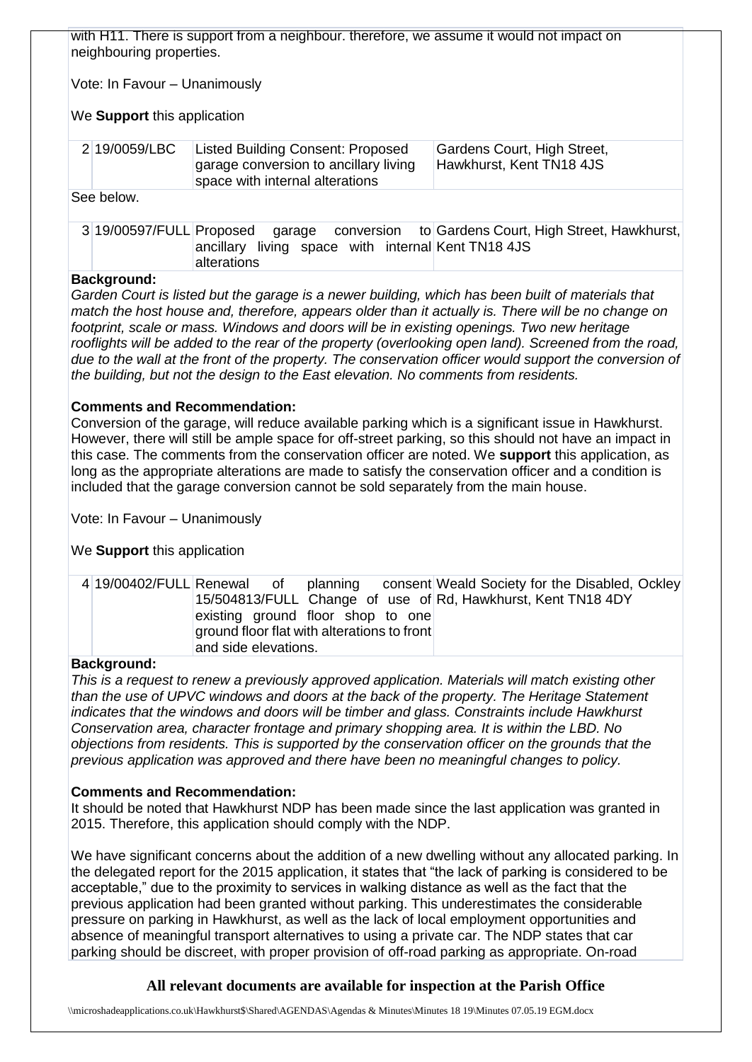with H11. There is support from a neighbour. therefore, we assume it would not impact on neighbouring properties.

Vote: In Favour – Unanimously

We **Support** this application

| 2 | 19/0059/LBC | Listed Building Consent: Proposed garage conversion to ancillary living space with internal alterations | Gardens Court, High Street, Hawkhurst, Kent TN18 4JS |
|---|---|---|---|

See below.

| 3 | 19/00597/FULL | Proposed garage conversion to ancillary living space with internal alterations | Gardens Court, High Street, Hawkhurst, Kent TN18 4JS |
|---|---|---|---|

**Background:**

*Garden Court is listed but the garage is a newer building, which has been built of materials that match the host house and, therefore, appears older than it actually is. There will be no change on footprint, scale or mass. Windows and doors will be in existing openings. Two new heritage rooflights will be added to the rear of the property (overlooking open land). Screened from the road, due to the wall at the front of the property. The conservation officer would support the conversion of the building, but not the design to the East elevation. No comments from residents.*

**Comments and Recommendation:**

Conversion of the garage, will reduce available parking which is a significant issue in Hawkhurst. However, there will still be ample space for off-street parking, so this should not have an impact in this case. The comments from the conservation officer are noted. We **support** this application, as long as the appropriate alterations are made to satisfy the conservation officer and a condition is included that the garage conversion cannot be sold separately from the main house.

Vote: In Favour – Unanimously

We **Support** this application

| 4 | 19/00402/FULL | Renewal of planning consent 15/504813/FULL Change of use of existing ground floor shop to one ground floor flat with alterations to front and side elevations. | Weald Society for the Disabled, Ockley Rd, Hawkhurst, Kent TN18 4DY |
|---|---|---|---|

**Background:**

*This is a request to renew a previously approved application. Materials will match existing other than the use of UPVC windows and doors at the back of the property. The Heritage Statement indicates that the windows and doors will be timber and glass. Constraints include Hawkhurst Conservation area, character frontage and primary shopping area. It is within the LBD. No objections from residents. This is supported by the conservation officer on the grounds that the previous application was approved and there have been no meaningful changes to policy.*

**Comments and Recommendation:**

It should be noted that Hawkhurst NDP has been made since the last application was granted in 2015. Therefore, this application should comply with the NDP.

We have significant concerns about the addition of a new dwelling without any allocated parking. In the delegated report for the 2015 application, it states that "the lack of parking is considered to be acceptable," due to the proximity to services in walking distance as well as the fact that the previous application had been granted without parking. This underestimates the considerable pressure on parking in Hawkhurst, as well as the lack of local employment opportunities and absence of meaningful transport alternatives to using a private car. The NDP states that car parking should be discreet, with proper provision of off-road parking as appropriate. On-road

**All relevant documents are available for inspection at the Parish Office**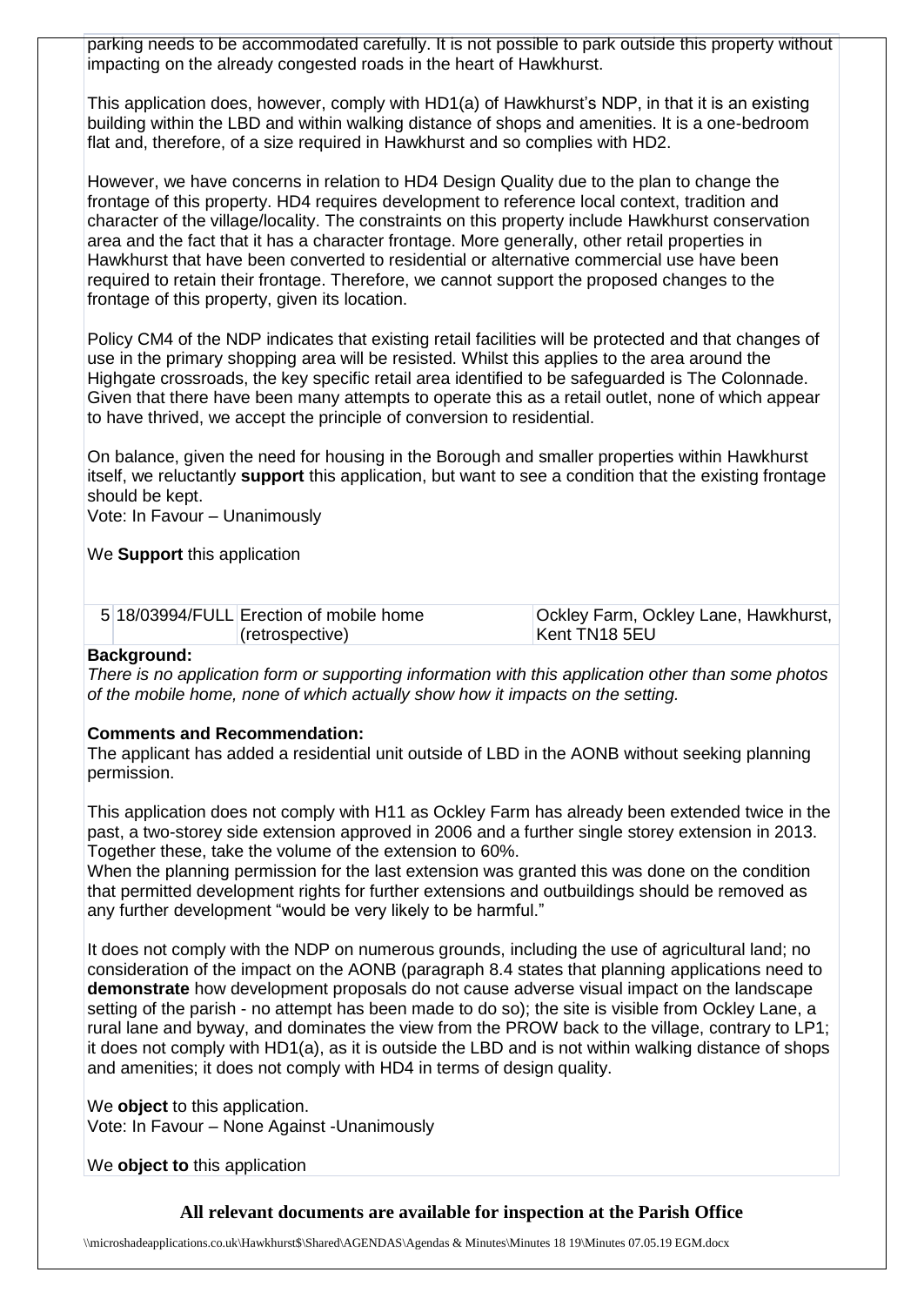parking needs to be accommodated carefully. It is not possible to park outside this property without impacting on the already congested roads in the heart of Hawkhurst.

This application does, however, comply with HD1(a) of Hawkhurst's NDP, in that it is an existing building within the LBD and within walking distance of shops and amenities. It is a one-bedroom flat and, therefore, of a size required in Hawkhurst and so complies with HD2.

However, we have concerns in relation to HD4 Design Quality due to the plan to change the frontage of this property. HD4 requires development to reference local context, tradition and character of the village/locality. The constraints on this property include Hawkhurst conservation area and the fact that it has a character frontage. More generally, other retail properties in Hawkhurst that have been converted to residential or alternative commercial use have been required to retain their frontage. Therefore, we cannot support the proposed changes to the frontage of this property, given its location.

Policy CM4 of the NDP indicates that existing retail facilities will be protected and that changes of use in the primary shopping area will be resisted. Whilst this applies to the area around the Highgate crossroads, the key specific retail area identified to be safeguarded is The Colonnade. Given that there have been many attempts to operate this as a retail outlet, none of which appear to have thrived, we accept the principle of conversion to residential.

On balance, given the need for housing in the Borough and smaller properties within Hawkhurst itself, we reluctantly **support** this application, but want to see a condition that the existing frontage should be kept.
Vote: In Favour – Unanimously

We **Support** this application

| 5 | 18/03994/FULL | Erection of mobile home (retrospective) | Ockley Farm, Ockley Lane, Hawkhurst, Kent TN18 5EU |
|---|---|---|---|

**Background:**
*There is no application form or supporting information with this application other than some photos of the mobile home, none of which actually show how it impacts on the setting.*

**Comments and Recommendation:**
The applicant has added a residential unit outside of LBD in the AONB without seeking planning permission.

This application does not comply with H11 as Ockley Farm has already been extended twice in the past, a two-storey side extension approved in 2006 and a further single storey extension in 2013. Together these, take the volume of the extension to 60%.
When the planning permission for the last extension was granted this was done on the condition that permitted development rights for further extensions and outbuildings should be removed as any further development "would be very likely to be harmful."

It does not comply with the NDP on numerous grounds, including the use of agricultural land; no consideration of the impact on the AONB (paragraph 8.4 states that planning applications need to **demonstrate** how development proposals do not cause adverse visual impact on the landscape setting of the parish - no attempt has been made to do so); the site is visible from Ockley Lane, a rural lane and byway, and dominates the view from the PROW back to the village, contrary to LP1; it does not comply with HD1(a), as it is outside the LBD and is not within walking distance of shops and amenities; it does not comply with HD4 in terms of design quality.

We **object** to this application.
Vote: In Favour – None Against -Unanimously

We **object to** this application

**All relevant documents are available for inspection at the Parish Office**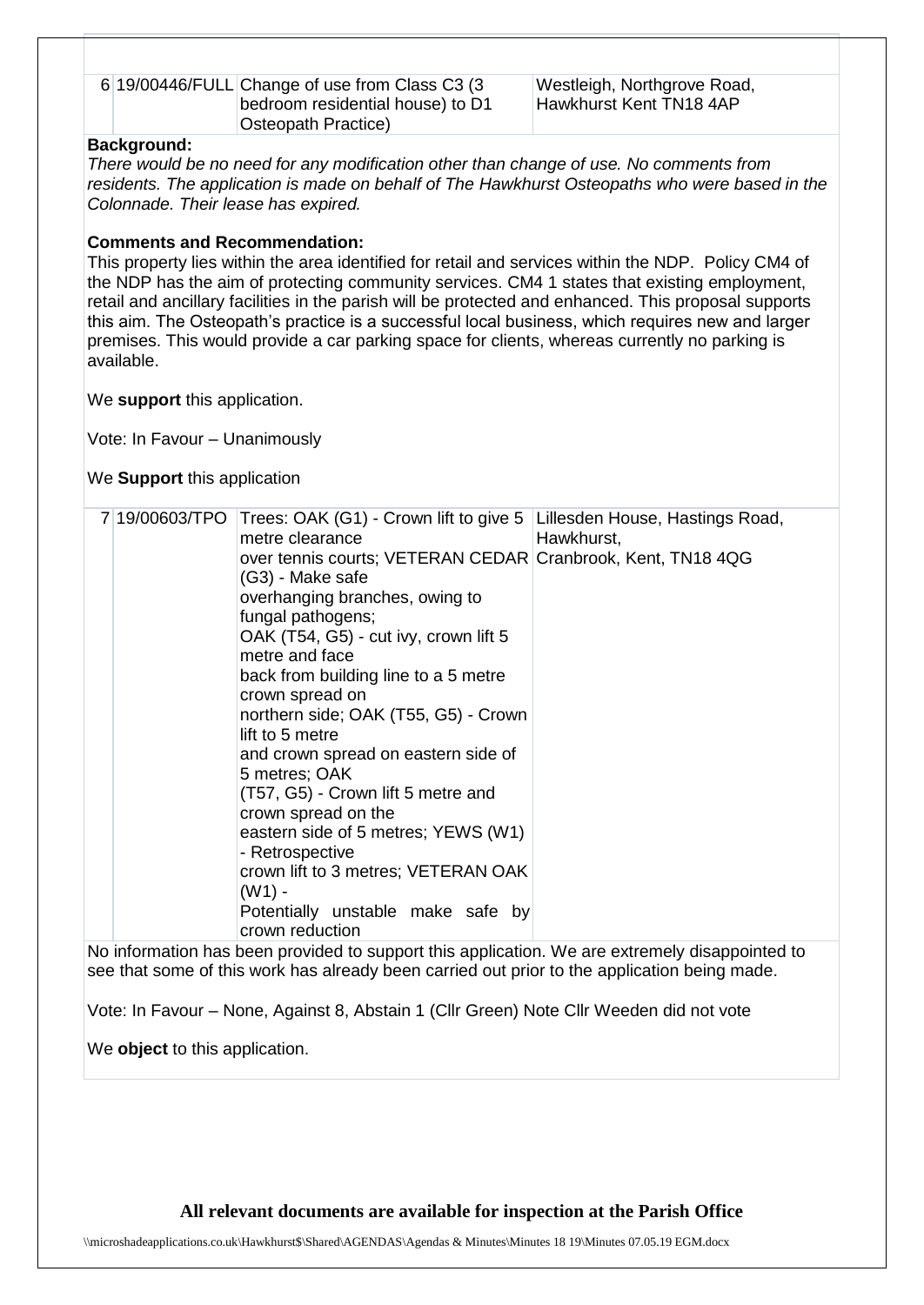| 6 | 19/00446/FULL | Change of use from Class C3 (3 bedroom residential house) to D1 Osteopath Practice) | Westleigh, Northgrove Road, Hawkhurst Kent TN18 4AP |
|---|---|---|---|

**Background:**

*There would be no need for any modification other than change of use. No comments from residents. The application is made on behalf of The Hawkhurst Osteopaths who were based in the Colonnade. Their lease has expired.*

**Comments and Recommendation:**

This property lies within the area identified for retail and services within the NDP. Policy CM4 of the NDP has the aim of protecting community services. CM4 1 states that existing employment, retail and ancillary facilities in the parish will be protected and enhanced. This proposal supports this aim. The Osteopath's practice is a successful local business, which requires new and larger premises. This would provide a car parking space for clients, whereas currently no parking is available.

We **support** this application.

Vote: In Favour – Unanimously

We **Support** this application

| 7 | 19/00603/TPO | Trees: OAK (G1) - Crown lift to give 5 metre clearance over tennis courts; VETERAN CEDAR (G3) - Make safe overhanging branches, owing to fungal pathogens; OAK (T54, G5) - cut ivy, crown lift 5 metre and face back from building line to a 5 metre crown spread on northern side; OAK (T55, G5) - Crown lift to 5 metre and crown spread on eastern side of 5 metres; OAK (T57, G5) - Crown lift 5 metre and crown spread on the eastern side of 5 metres; YEWS (W1) - Retrospective crown lift to 3 metres; VETERAN OAK (W1) - Potentially unstable make safe by crown reduction | Lillesden House, Hastings Road, Hawkhurst, Cranbrook, Kent, TN18 4QG |
|---|---|---|---|

No information has been provided to support this application. We are extremely disappointed to see that some of this work has already been carried out prior to the application being made.

Vote: In Favour – None, Against 8, Abstain 1 (Cllr Green) Note Cllr Weeden did not vote

We **object** to this application.

**All relevant documents are available for inspection at the Parish Office**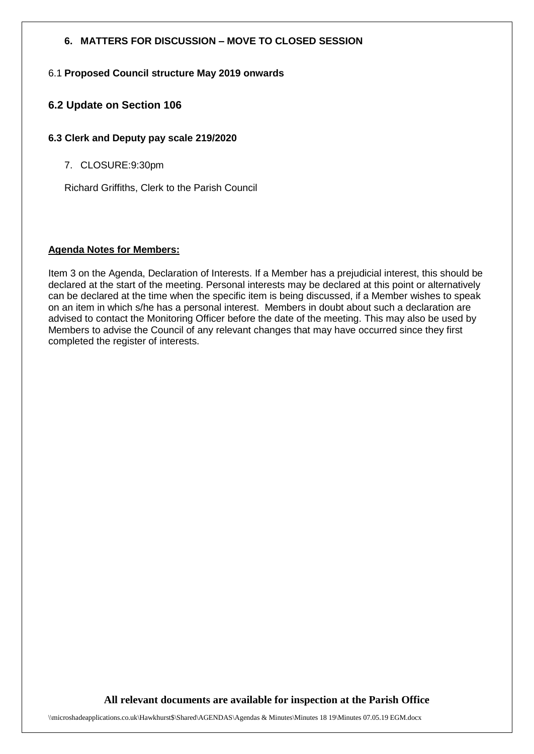## 6. MATTERS FOR DISCUSSION – MOVE TO CLOSED SESSION

6.1 **Proposed Council structure May 2019 onwards**

### 6.2 Update on Section 106

**6.3 Clerk and Deputy pay scale 219/2020**

7. CLOSURE:9:30pm

Richard Griffiths, Clerk to the Parish Council

**Agenda Notes for Members:**

Item 3 on the Agenda, Declaration of Interests. If a Member has a prejudicial interest, this should be declared at the start of the meeting. Personal interests may be declared at this point or alternatively can be declared at the time when the specific item is being discussed, if a Member wishes to speak on an item in which s/he has a personal interest. Members in doubt about such a declaration are advised to contact the Monitoring Officer before the date of the meeting. This may also be used by Members to advise the Council of any relevant changes that may have occurred since they first completed the register of interests.

**All relevant documents are available for inspection at the Parish Office**

\\microshadeapplications.co.uk\Hawkhurst$\Shared\AGENDAS\Agendas & Minutes\Minutes 18 19\Minutes 07.05.19 EGM.docx